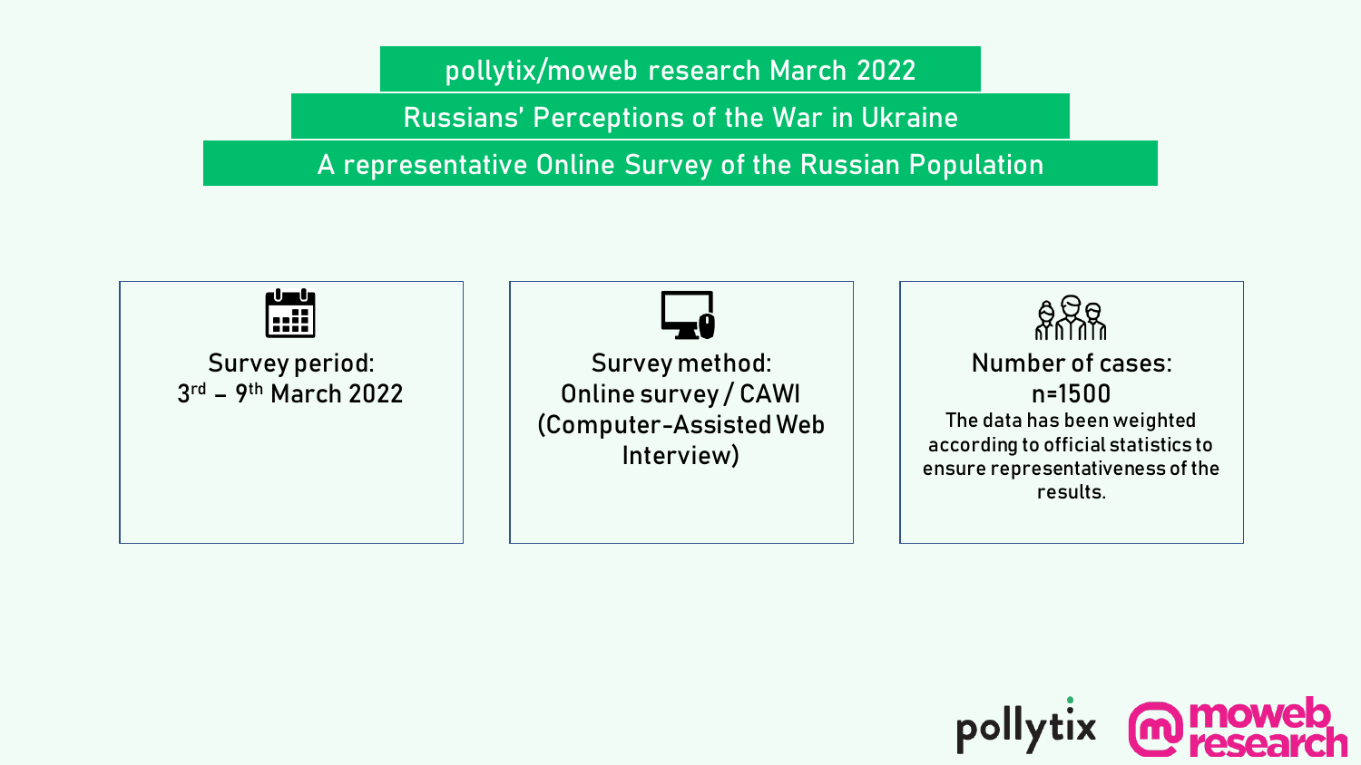# pollytix/moweb research March 2022

## Russians' Perceptions of the War in Ukraine

## A representative Online Survey of the Russian Population

**Survey period:**
3rd – 9th March 2022

**Survey method:**
Online survey / CAWI (Computer-Assisted Web Interview)

**Number of cases:**
n=1500
The data has been weighted according to official statistics to ensure representativeness of the results.

pollytix moweb research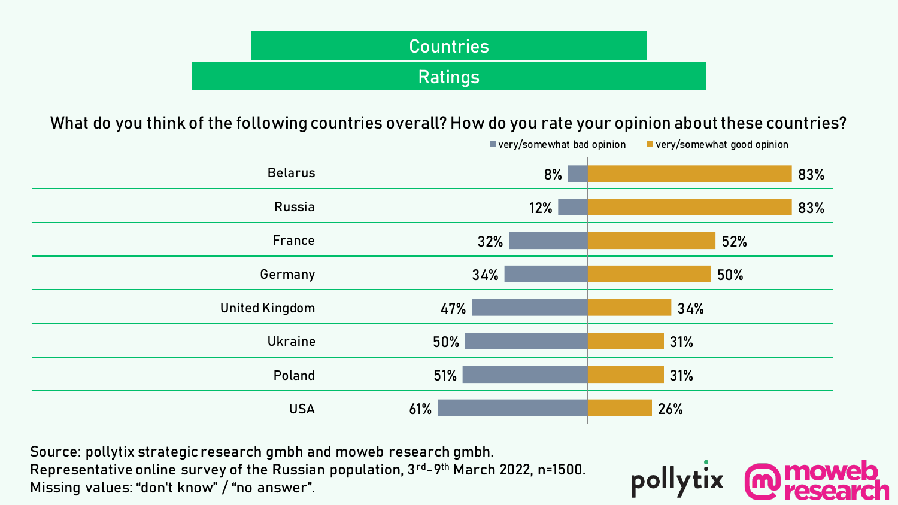# Countries

## Ratings

What do you think of the following countries overall? How do you rate your opinion about these countries?

| Country | very/somewhat bad opinion | very/somewhat good opinion |
|---|---|---|
| Belarus | 8% | 83% |
| Russia | 12% | 83% |
| France | 32% | 52% |
| Germany | 34% | 50% |
| United Kingdom | 47% | 34% |
| Ukraine | 50% | 31% |
| Poland | 51% | 31% |
| USA | 61% | 26% |

Source: pollytix strategic research gmbh and moweb research gmbh.
Representative online survey of the Russian population, 3rd-9th March 2022, n=1500.
Missing values: “don't know” / “no answer”.

pollytix moweb research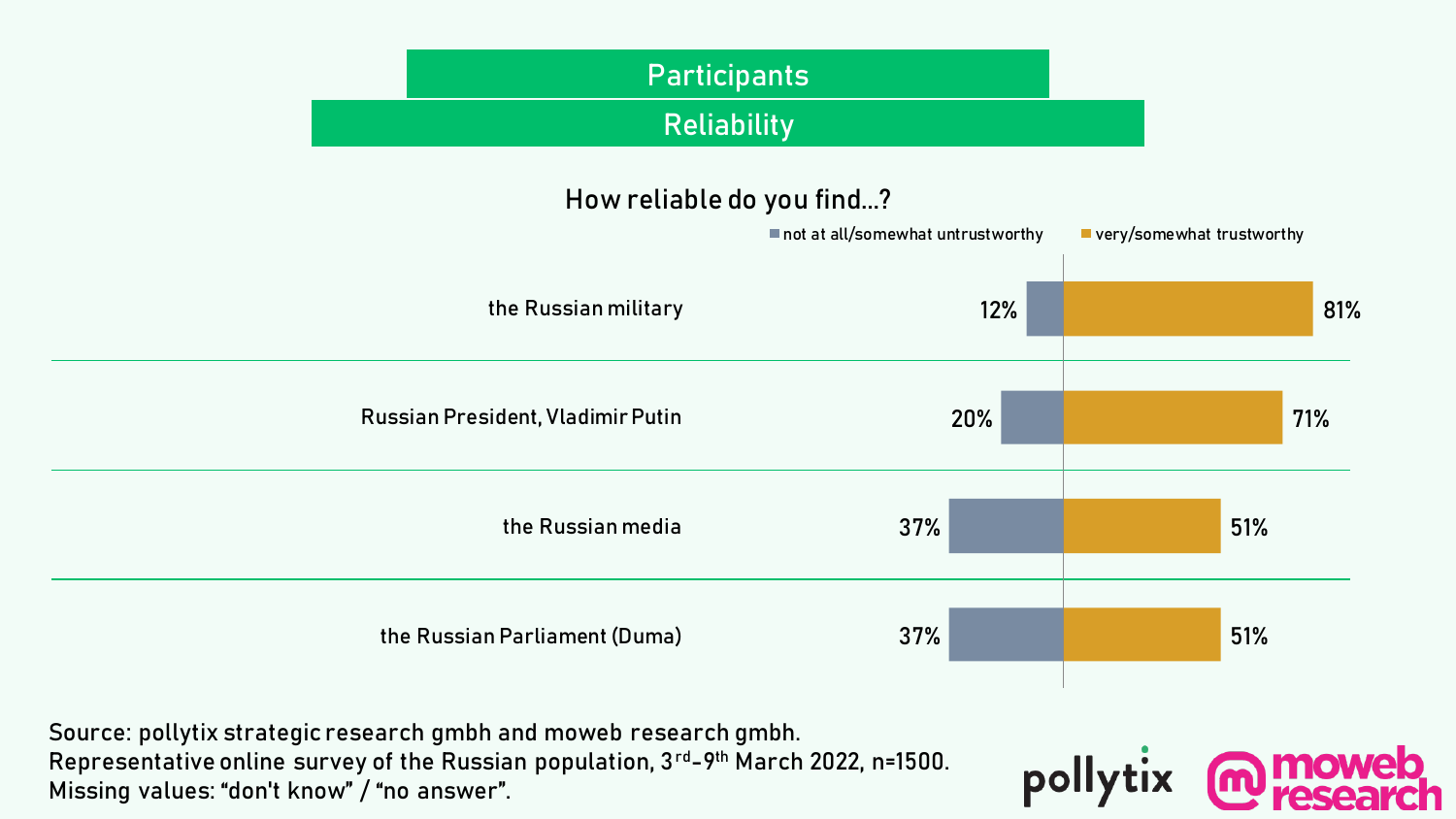## Participants

## Reliability

### How reliable do you find...?

| | not at all/somewhat untrustworthy | very/somewhat trustworthy |
|---|---|---|
| the Russian military | 12% | 81% |
| Russian President, Vladimir Putin | 20% | 71% |
| the Russian media | 37% | 51% |
| the Russian Parliament (Duma) | 37% | 51% |

Source: pollytix strategic research gmbh and moweb research gmbh.
Representative online survey of the Russian population, 3rd-9th March 2022, n=1500.
Missing values: "don't know" / "no answer".

pollytix

moweb research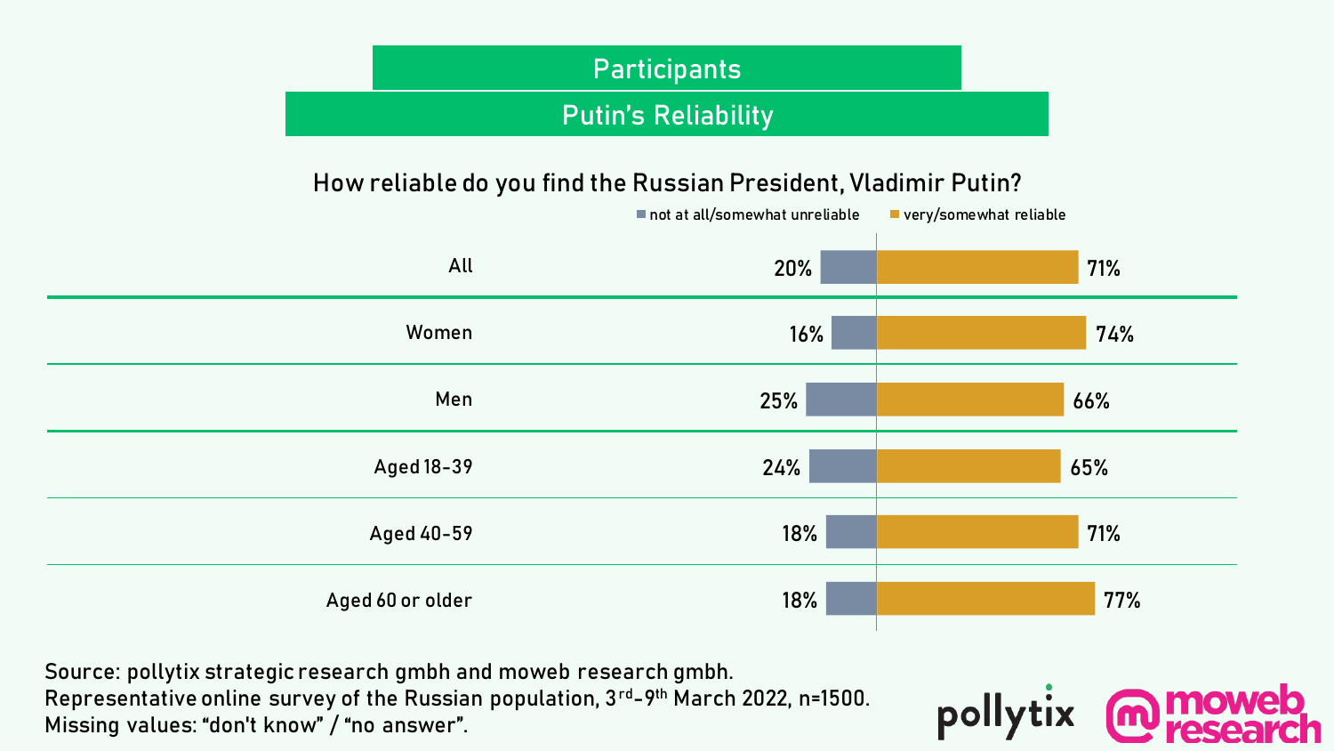## Participants

## Putin's Reliability

### How reliable do you find the Russian President, Vladimir Putin?

| | not at all/somewhat unreliable | very/somewhat reliable |
|---|---|---|
| All | 20% | 71% |
| Women | 16% | 74% |
| Men | 25% | 66% |
| Aged 18-39 | 24% | 65% |
| Aged 40-59 | 18% | 71% |
| Aged 60 or older | 18% | 77% |

Source: pollytix strategic research gmbh and moweb research gmbh.
Representative online survey of the Russian population, 3rd-9th March 2022, n=1500.
Missing values: "don't know" / "no answer".

pollytix moweb research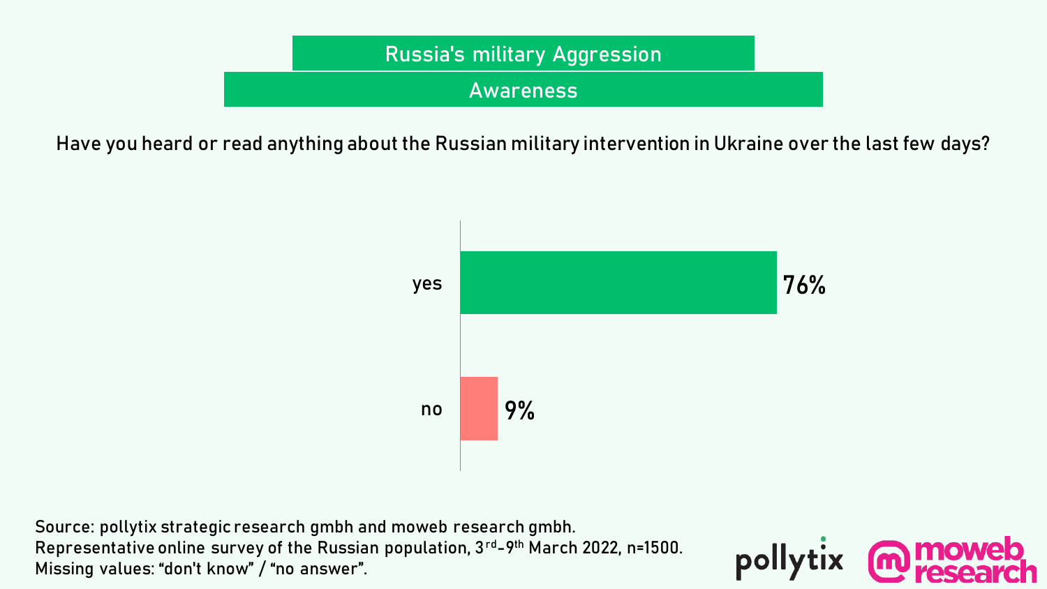## Russia's military Aggression

### Awareness

Have you heard or read anything about the Russian military intervention in Ukraine over the last few days?

| Response | Share |
| --- | --- |
| yes | 76% |
| no | 9% |

Source: pollytix strategic research gmbh and moweb research gmbh.
Representative online survey of the Russian population, 3rd-9th March 2022, n=1500.
Missing values: “don't know” / “no answer”.

pollytix moweb research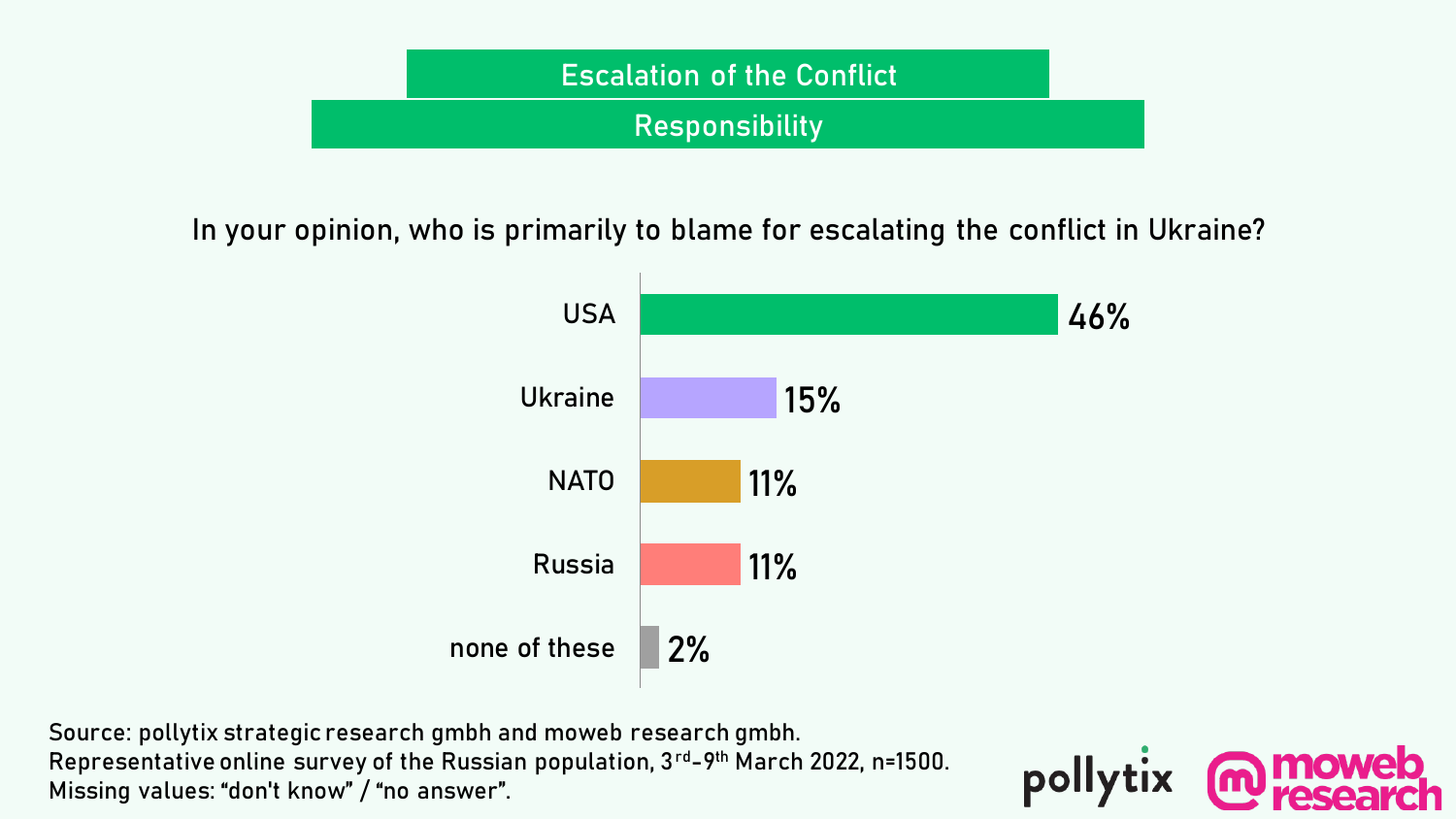# Escalation of the Conflict

## Responsibility

In your opinion, who is primarily to blame for escalating the conflict in Ukraine?

| Response | Share |
| --- | --- |
| USA | 46% |
| Ukraine | 15% |
| NATO | 11% |
| Russia | 11% |
| none of these | 2% |

Source: pollytix strategic research gmbh and moweb research gmbh.
Representative online survey of the Russian population, 3rd-9th March 2022, n=1500.
Missing values: “don't know” / “no answer”.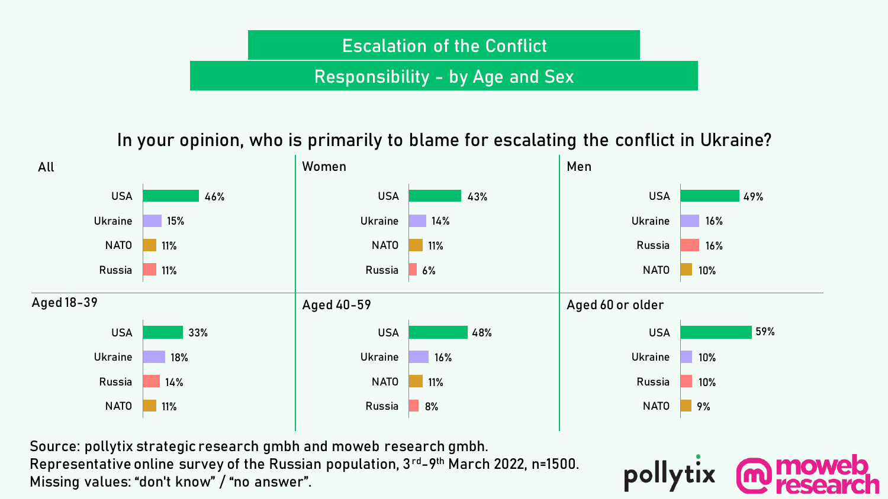# Escalation of the Conflict

## Responsibility - by Age and Sex

### In your opinion, who is primarily to blame for escalating the conflict in Ukraine?

**All**

| | |
|---|---|
| USA | 46% |
| Ukraine | 15% |
| NATO | 11% |
| Russia | 11% |

**Women**

| | |
|---|---|
| USA | 43% |
| Ukraine | 14% |
| NATO | 11% |
| Russia | 6% |

**Men**

| | |
|---|---|
| USA | 49% |
| Ukraine | 16% |
| Russia | 16% |
| NATO | 10% |

**Aged 18-39**

| | |
|---|---|
| USA | 33% |
| Ukraine | 18% |
| Russia | 14% |
| NATO | 11% |

**Aged 40-59**

| | |
|---|---|
| USA | 48% |
| Ukraine | 16% |
| NATO | 11% |
| Russia | 8% |

**Aged 60 or older**

| | |
|---|---|
| USA | 59% |
| Ukraine | 10% |
| Russia | 10% |
| NATO | 9% |

Source: pollytix strategic research gmbh and moweb research gmbh.
Representative online survey of the Russian population, 3rd-9th March 2022, n=1500.
Missing values: "don't know" / "no answer".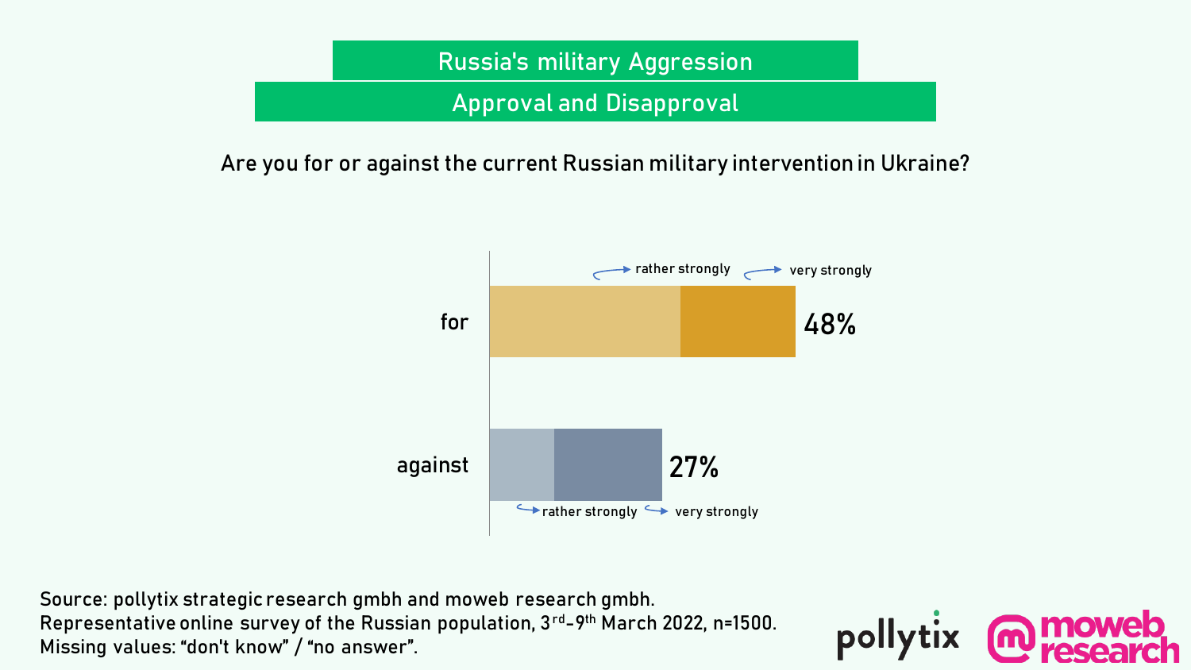# Russia's military Aggression

## Approval and Disapproval

Are you for or against the current Russian military intervention in Ukraine?

| | rather strongly / very strongly | Total |
|---|---|---|
| for | rather strongly, very strongly | 48% |
| against | rather strongly, very strongly | 27% |

Source: pollytix strategic research gmbh and moweb research gmbh.
Representative online survey of the Russian population, 3rd-9th March 2022, n=1500.
Missing values: “don't know” / “no answer”.

pollytix moweb research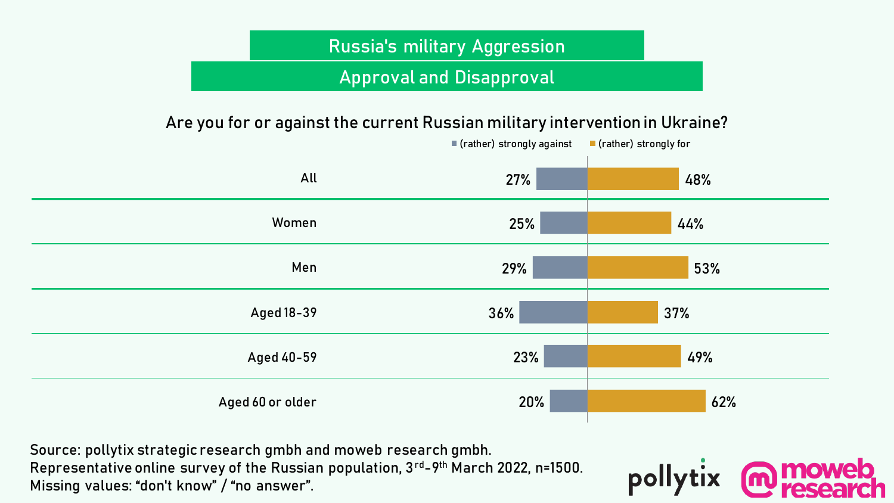# Russia's military Aggression

## Approval and Disapproval

### Are you for or against the current Russian military intervention in Ukraine?

| | (rather) strongly against | (rather) strongly for |
|---|---|---|
| All | 27% | 48% |
| Women | 25% | 44% |
| Men | 29% | 53% |
| Aged 18-39 | 36% | 37% |
| Aged 40-59 | 23% | 49% |
| Aged 60 or older | 20% | 62% |

Source: pollytix strategic research gmbh and moweb research gmbh.
Representative online survey of the Russian population, 3rd-9th March 2022, n=1500.
Missing values: “don't know” / “no answer”.

pollytix moweb research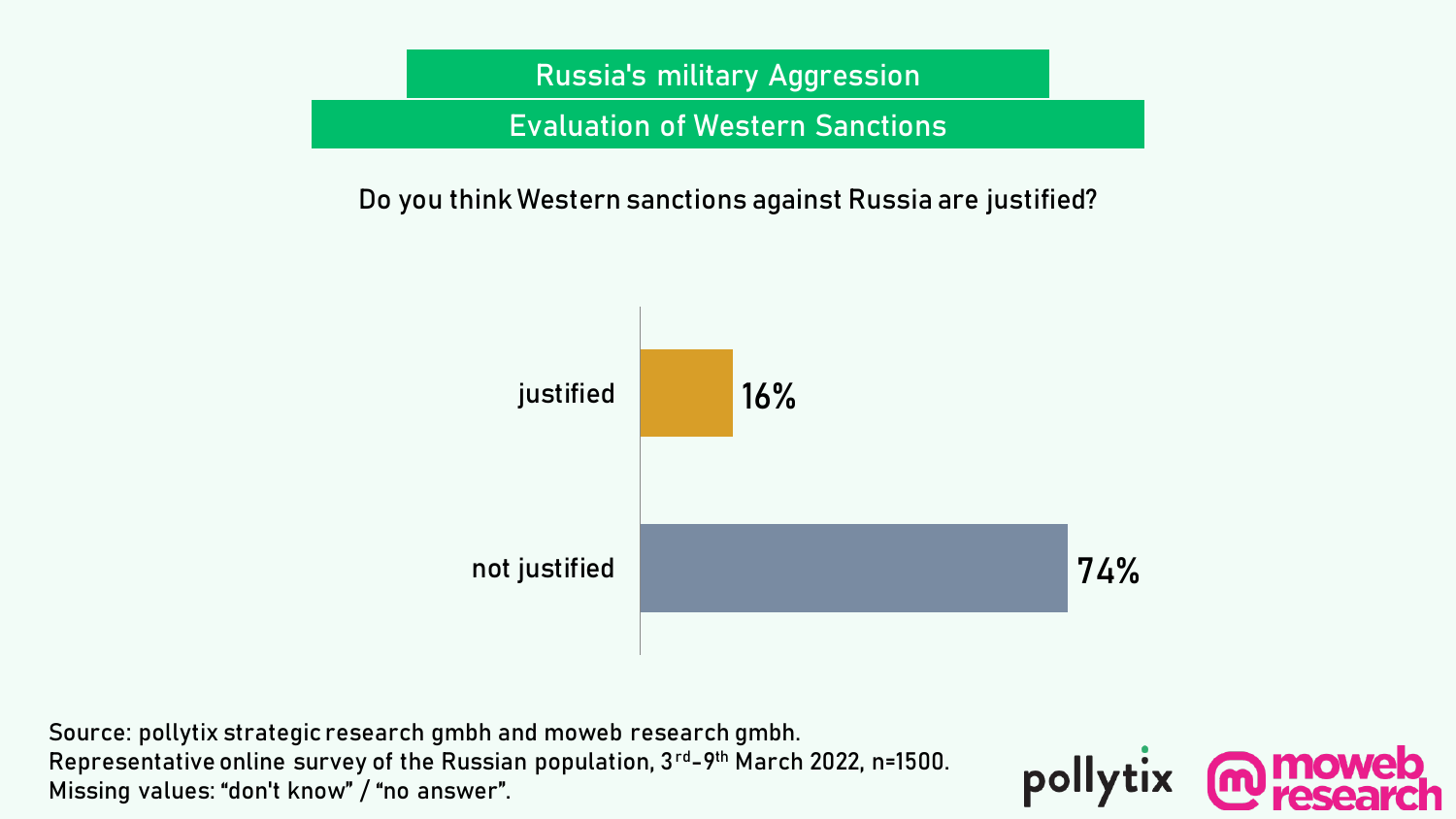# Russia's military Aggression

## Evaluation of Western Sanctions

Do you think Western sanctions against Russia are justified?

| | |
|---|---|
| justified | 16% |
| not justified | 74% |

Source: pollytix strategic research gmbh and moweb research gmbh.
Representative online survey of the Russian population, 3rd-9th March 2022, n=1500.
Missing values: "don't know" / "no answer".

pollytix moweb research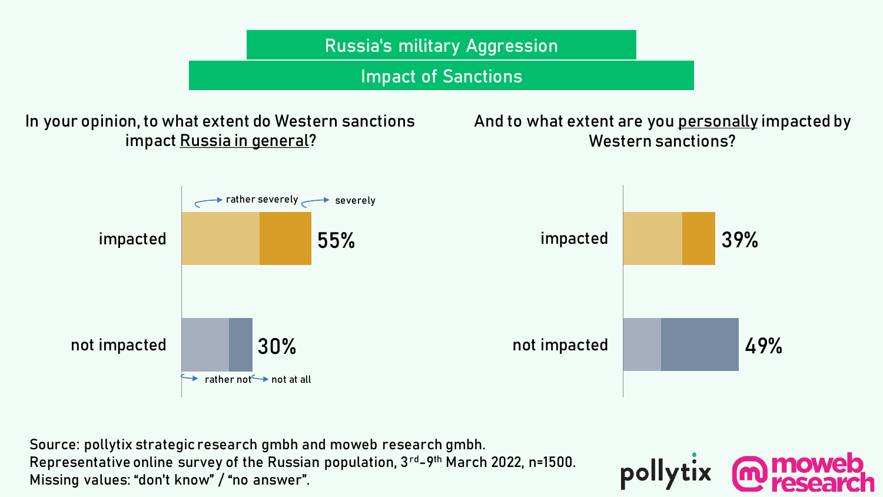# Russia's military Aggression

## Impact of Sanctions

### In your opinion, to what extent do Western sanctions impact Russia in general?

| | Total |
|---|---|
| impacted (rather severely / severely) | 55% |
| not impacted (rather not / not at all) | 30% |

### And to what extent are you personally impacted by Western sanctions?

| | Total |
|---|---|
| impacted (rather severely / severely) | 39% |
| not impacted (rather not / not at all) | 49% |

Source: pollytix strategic research gmbh and moweb research gmbh.
Representative online survey of the Russian population, 3rd-9th March 2022, n=1500.
Missing values: "don't know" / "no answer".

pollytix moweb research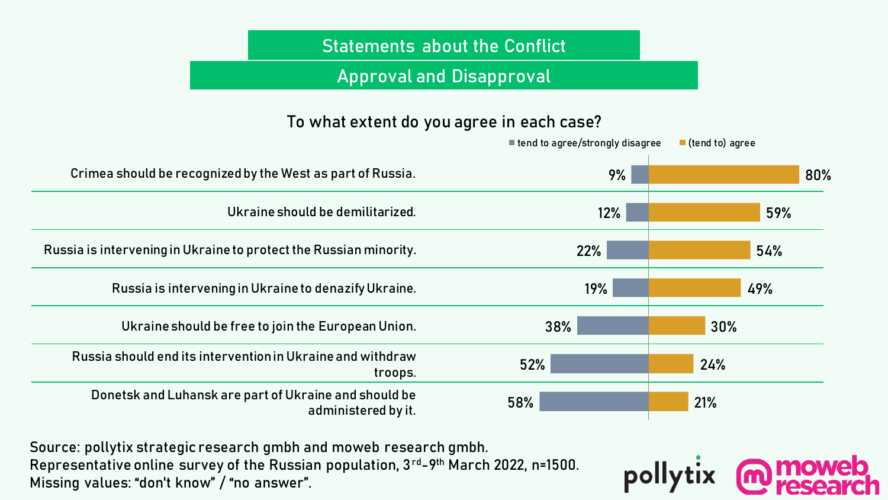## Statements about the Conflict

## Approval and Disapproval

**To what extent do you agree in each case?**

| Statement | tend to agree/strongly disagree | (tend to) agree |
| --- | --- | --- |
| Crimea should be recognized by the West as part of Russia. | 9% | 80% |
| Ukraine should be demilitarized. | 12% | 59% |
| Russia is intervening in Ukraine to protect the Russian minority. | 22% | 54% |
| Russia is intervening in Ukraine to denazify Ukraine. | 19% | 49% |
| Ukraine should be free to join the European Union. | 38% | 30% |
| Russia should end its intervention in Ukraine and withdraw troops. | 52% | 24% |
| Donetsk and Luhansk are part of Ukraine and should be administered by it. | 58% | 21% |

Source: pollytix strategic research gmbh and moweb research gmbh.
Representative online survey of the Russian population, 3rd-9th March 2022, n=1500.
Missing values: "don't know" / "no answer".

pollytix moweb research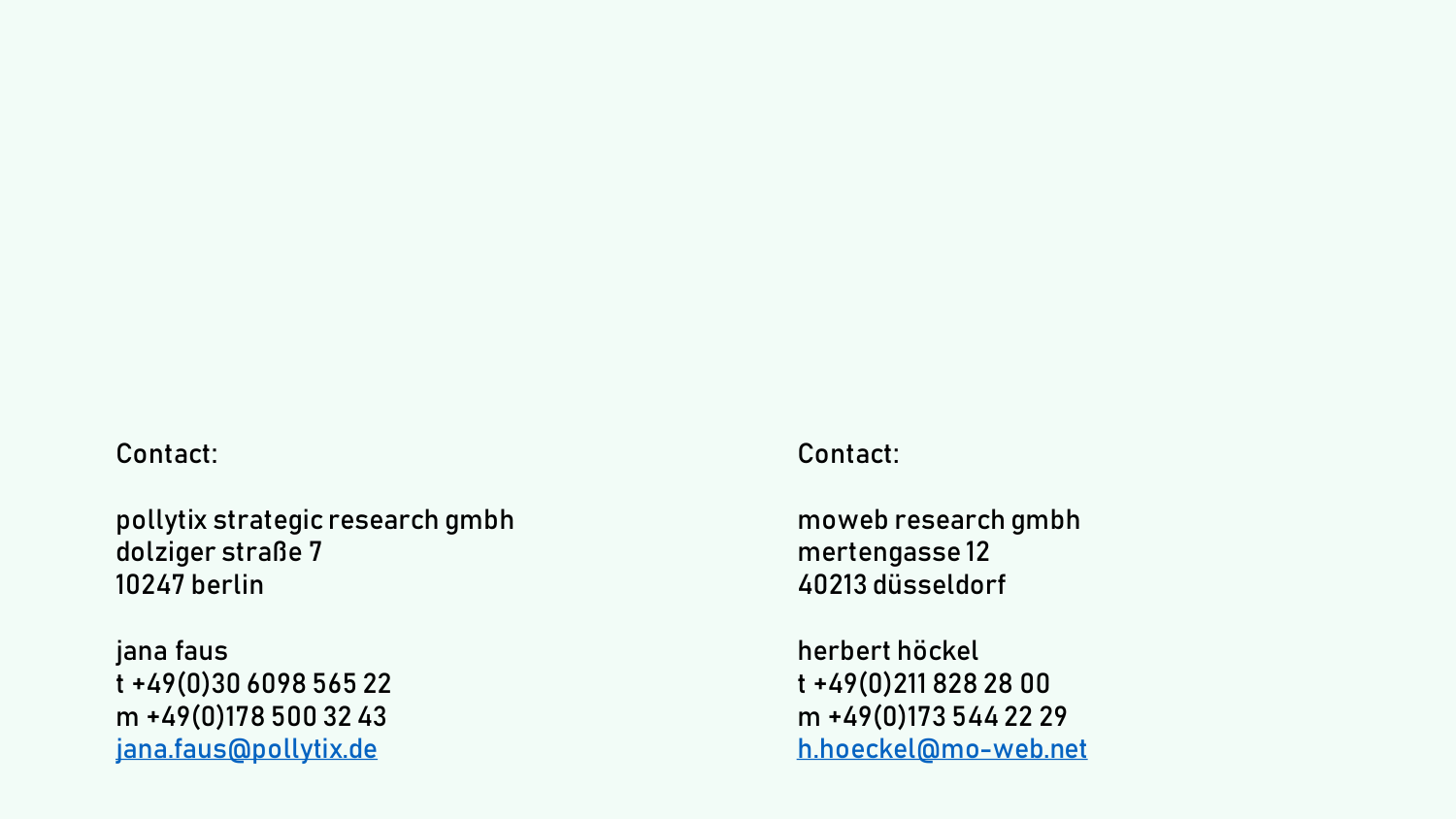Contact:

pollytix strategic research gmbh
dolziger straße 7
10247 berlin

jana faus
t +49(0)30 6098 565 22
m +49(0)178 500 32 43
jana.faus@pollytix.de

Contact:

moweb research gmbh
mertengasse 12
40213 düsseldorf

herbert höckel
t +49(0)211 828 28 00
m +49(0)173 544 22 29
h.hoeckel@mo-web.net